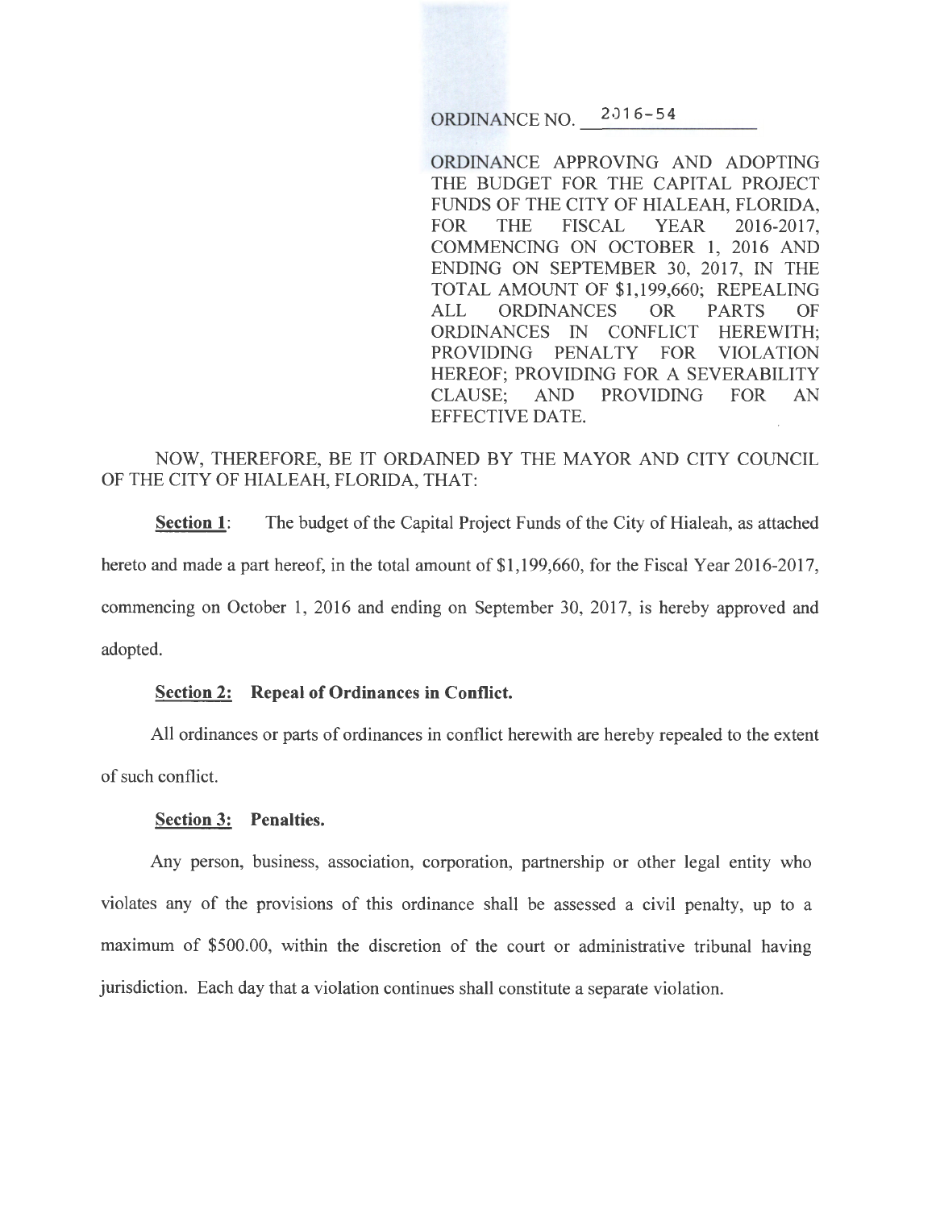ORDINANCE NO. 2016-54

ORDINANCE APPROVING AND ADOPTING THE BUDGET FOR THE CAPITAL PROJECT FUNDS OF THE CITY OF HIALEAH, FLORIDA, FOR THE FISCAL YEAR 2016-2017, COMMENCING ON OCTOBER 1, 2016 AND ENDING ON SEPTEMBER 30, 2017, IN THE TOTAL AMOUNT OF $1,199,660; REPEALING ALL ORDINANCES OR PARTS OF ORDINANCES IN CONFLICT HEREWITH; PROVIDING PENALTY FOR VIOLATION HEREOF; PROVIDING FOR A SEVERABILITY CLAUSE; AND PROVIDING FOR AN EFFECTIVE DATE.

NOW, THEREFORE, BE IT ORDAINED BY THE MAYOR AND CITY COUNCIL OF THE CITY OF HIALEAH, FLORIDA, THAT:

**Section 1**: The budget of the Capital Project Funds of the City of Hialeah, as attached hereto and made a part hereof, in the total amount of $1,199,660, for the Fiscal Year 2016-2017, commencing on October 1, 2016 and ending on September 30, 2017, is hereby approved and adopted.

**Section 2: Repeal of Ordinances in Conflict.**

All ordinances or parts of ordinances in conflict herewith are hereby repealed to the extent of such conflict.

**Section 3: Penalties.**

Any person, business, association, corporation, partnership or other legal entity who violates any of the provisions of this ordinance shall be assessed a civil penalty, up to a maximum of $500.00, within the discretion of the court or administrative tribunal having jurisdiction. Each day that a violation continues shall constitute a separate violation.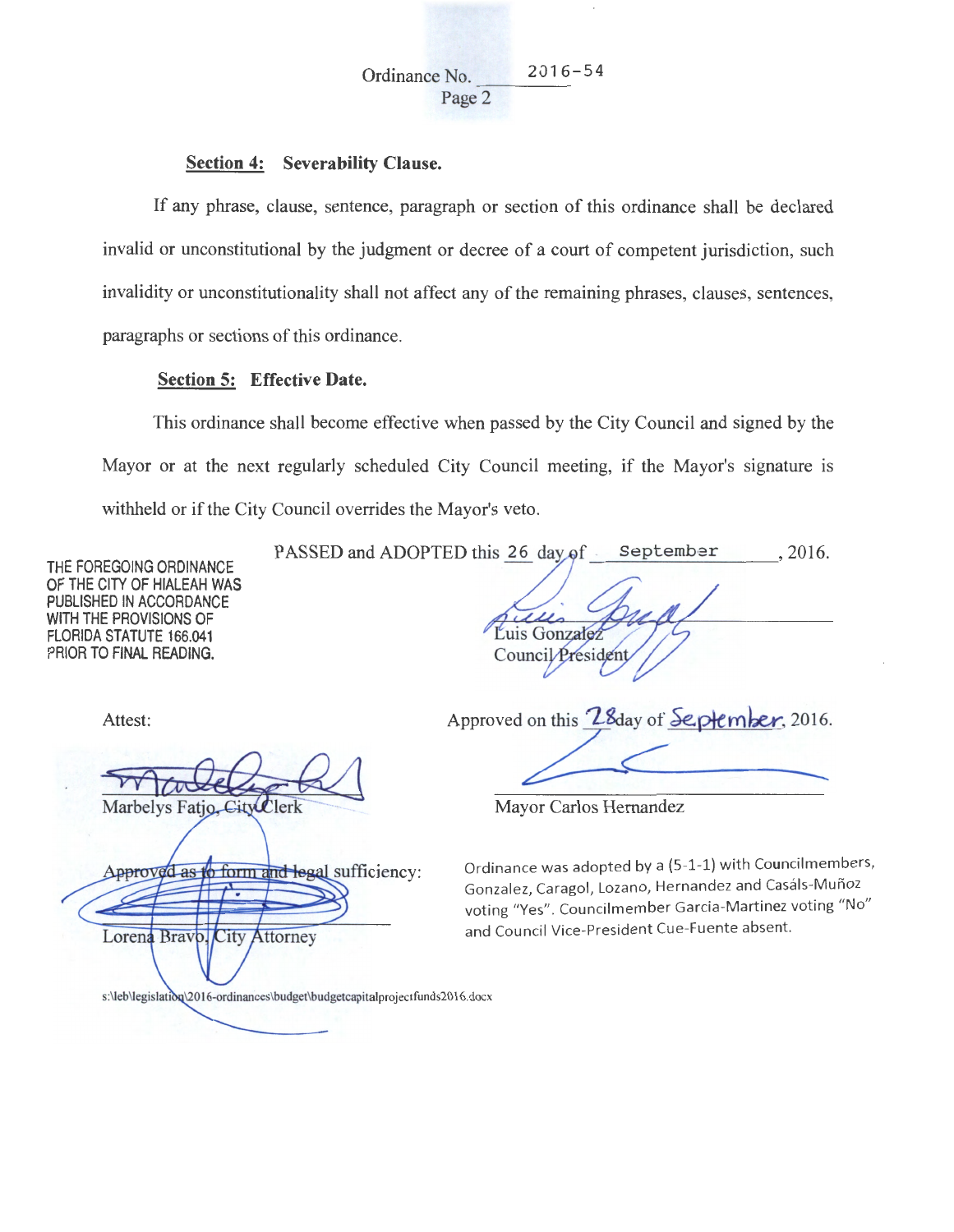Ordinance No. 2016-54

**Section 4: Severability Clause.**

If any phrase, clause, sentence, paragraph or section of this ordinance shall be declared invalid or unconstitutional by the judgment or decree of a court of competent jurisdiction, such invalidity or unconstitutionality shall not affect any of the remaining phrases, clauses, sentences, paragraphs or sections of this ordinance.

**Section 5: Effective Date.**

This ordinance shall become effective when passed by the City Council and signed by the Mayor or at the next regularly scheduled City Council meeting, if the Mayor's signature is withheld or if the City Council overrides the Mayor's veto.

THE FOREGOING ORDINANCE OF THE CITY OF HIALEAH WAS PUBLISHED IN ACCORDANCE WITH THE PROVISIONS OF FLORIDA STATUTE 166.041 PRIOR TO FINAL READING.

PASSED and ADOPTED this 26 day of September, 2016.

Luis Gonzalez
Council President

Attest:

Marbelys Fatjo, City Clerk

Approved on this 28 day of September, 2016.

Mayor Carlos Hernandez

Approved as to form and legal sufficiency:

Lorena Bravo, City Attorney

Ordinance was adopted by a (5-1-1) with Councilmembers, Gonzalez, Caragol, Lozano, Hernandez and Casáls-Muñoz voting "Yes". Councilmember Garcia-Martinez voting "No" and Council Vice-President Cue-Fuente absent.

s:\leb\legislation\2016-ordinances\budget\budgetcapitalprojectfunds2016.docx